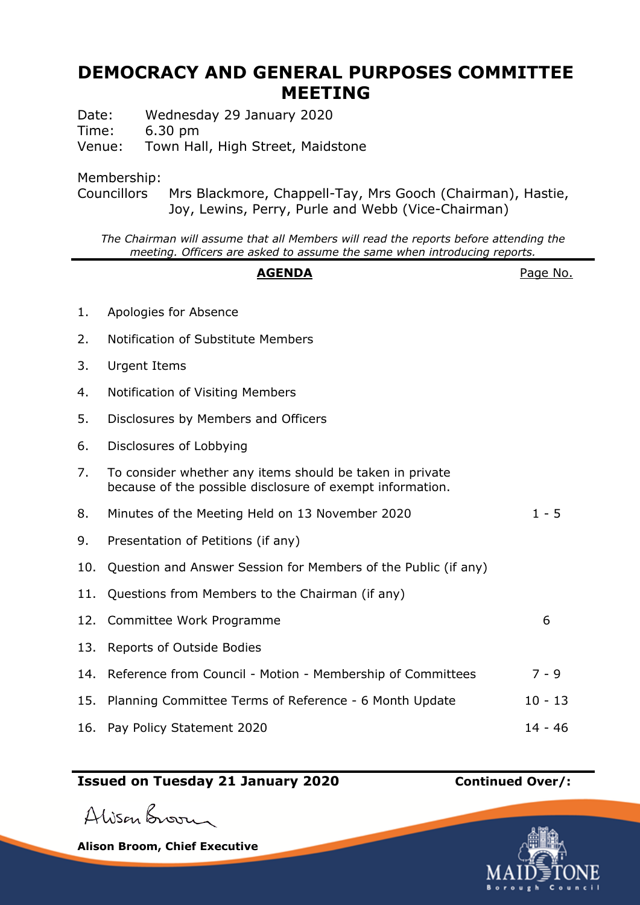# DEMOCRACY AND GENERAL PURPOSES COMMITTEE MEETING

Date: Wednesday 29 January 2020
Time: 6.30 pm
Venue: Town Hall, High Street, Maidstone

Membership:
Councillors Mrs Blackmore, Chappell-Tay, Mrs Gooch (Chairman), Hastie, Joy, Lewins, Perry, Purle and Webb (Vice-Chairman)

*The Chairman will assume that all Members will read the reports before attending the meeting. Officers are asked to assume the same when introducing reports.*

| | **AGENDA** | Page No. |
|---|---|---|
| 1. | Apologies for Absence | |
| 2. | Notification of Substitute Members | |
| 3. | Urgent Items | |
| 4. | Notification of Visiting Members | |
| 5. | Disclosures by Members and Officers | |
| 6. | Disclosures of Lobbying | |
| 7. | To consider whether any items should be taken in private because of the possible disclosure of exempt information. | |
| 8. | Minutes of the Meeting Held on 13 November 2020 | 1 - 5 |
| 9. | Presentation of Petitions (if any) | |
| 10. | Question and Answer Session for Members of the Public (if any) | |
| 11. | Questions from Members to the Chairman (if any) | |
| 12. | Committee Work Programme | 6 |
| 13. | Reports of Outside Bodies | |
| 14. | Reference from Council - Motion - Membership of Committees | 7 - 9 |
| 15. | Planning Committee Terms of Reference - 6 Month Update | 10 - 13 |
| 16. | Pay Policy Statement 2020 | 14 - 46 |

**Issued on Tuesday 21 January 2020** **Continued Over/:**

**Alison Broom, Chief Executive**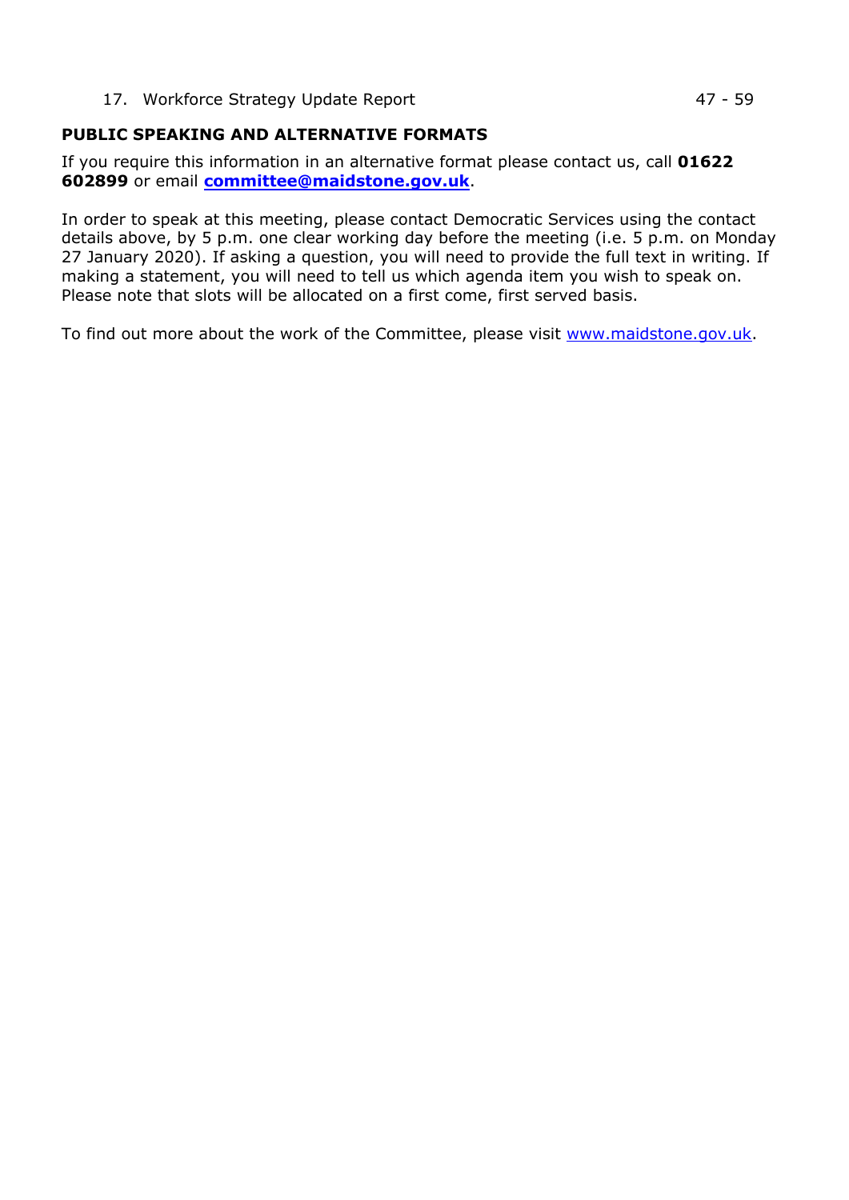17. Workforce Strategy Update Report 47 - 59

## PUBLIC SPEAKING AND ALTERNATIVE FORMATS

If you require this information in an alternative format please contact us, call **01622 602899** or email **committee@maidstone.gov.uk**.

In order to speak at this meeting, please contact Democratic Services using the contact details above, by 5 p.m. one clear working day before the meeting (i.e. 5 p.m. on Monday 27 January 2020). If asking a question, you will need to provide the full text in writing. If making a statement, you will need to tell us which agenda item you wish to speak on. Please note that slots will be allocated on a first come, first served basis.

To find out more about the work of the Committee, please visit www.maidstone.gov.uk.